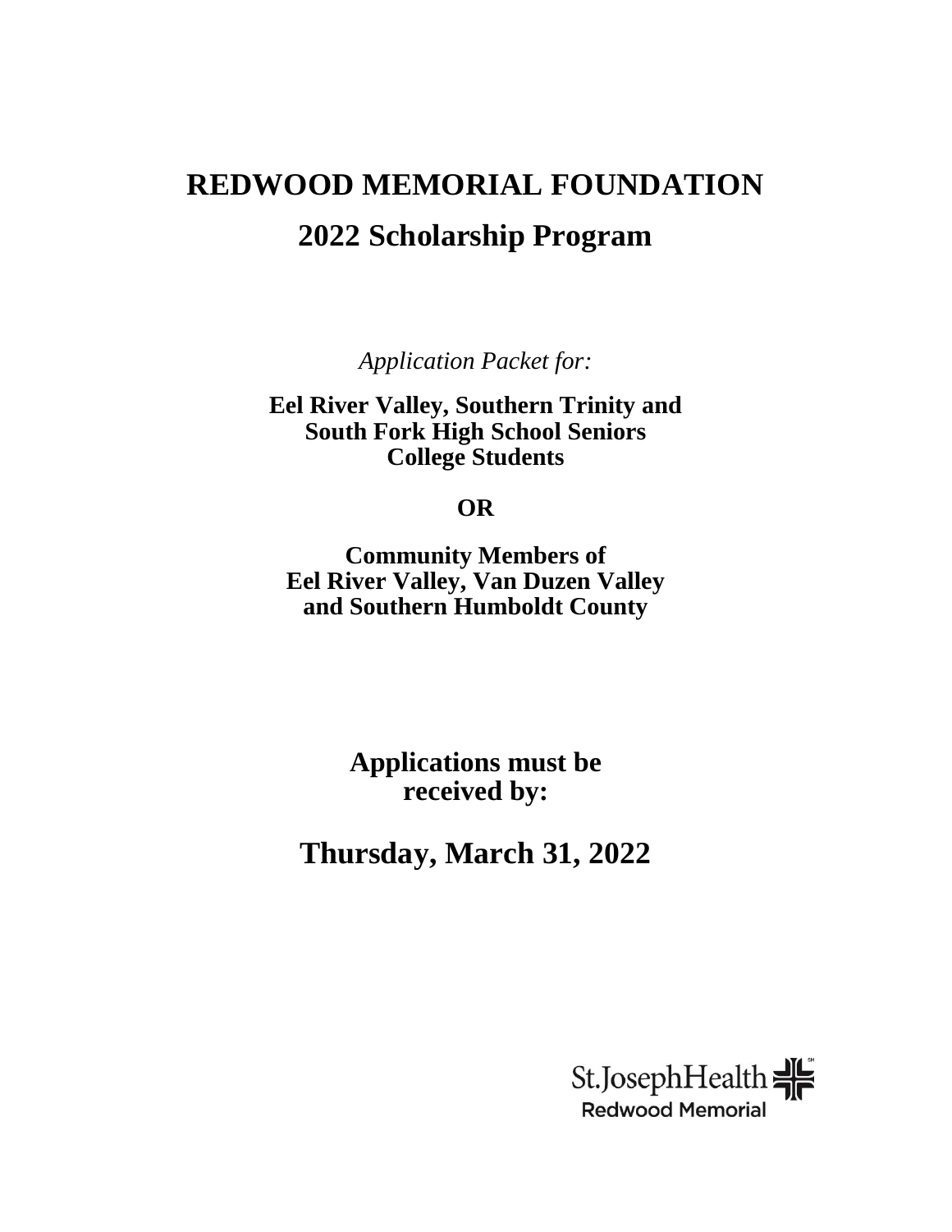# REDWOOD MEMORIAL FOUNDATION

## 2022 Scholarship Program

*Application Packet for:*

**Eel River Valley, Southern Trinity and South Fork High School Seniors College Students**

**OR**

**Community Members of Eel River Valley, Van Duzen Valley and Southern Humboldt County**

**Applications must be received by:**

## Thursday, March 31, 2022

St.JosephHealth
Redwood Memorial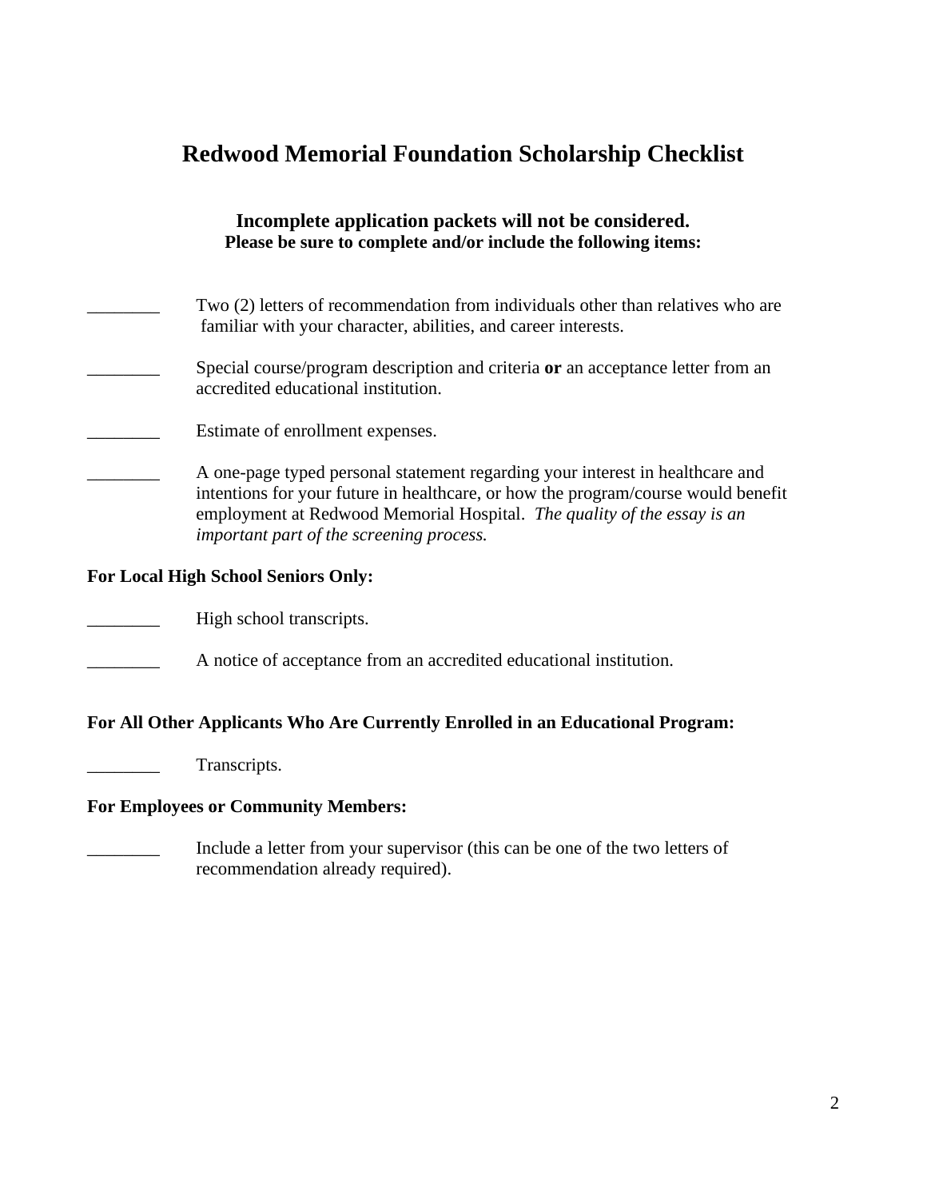# Redwood Memorial Foundation Scholarship Checklist

**Incomplete application packets will not be considered.**
**Please be sure to complete and/or include the following items:**

________ Two (2) letters of recommendation from individuals other than relatives who are familiar with your character, abilities, and career interests.

________ Special course/program description and criteria **or** an acceptance letter from an accredited educational institution.

________ Estimate of enrollment expenses.

________ A one-page typed personal statement regarding your interest in healthcare and intentions for your future in healthcare, or how the program/course would benefit employment at Redwood Memorial Hospital. *The quality of the essay is an important part of the screening process.*

**For Local High School Seniors Only:**

________ High school transcripts.

________ A notice of acceptance from an accredited educational institution.

**For All Other Applicants Who Are Currently Enrolled in an Educational Program:**

________ Transcripts.

**For Employees or Community Members:**

________ Include a letter from your supervisor (this can be one of the two letters of recommendation already required).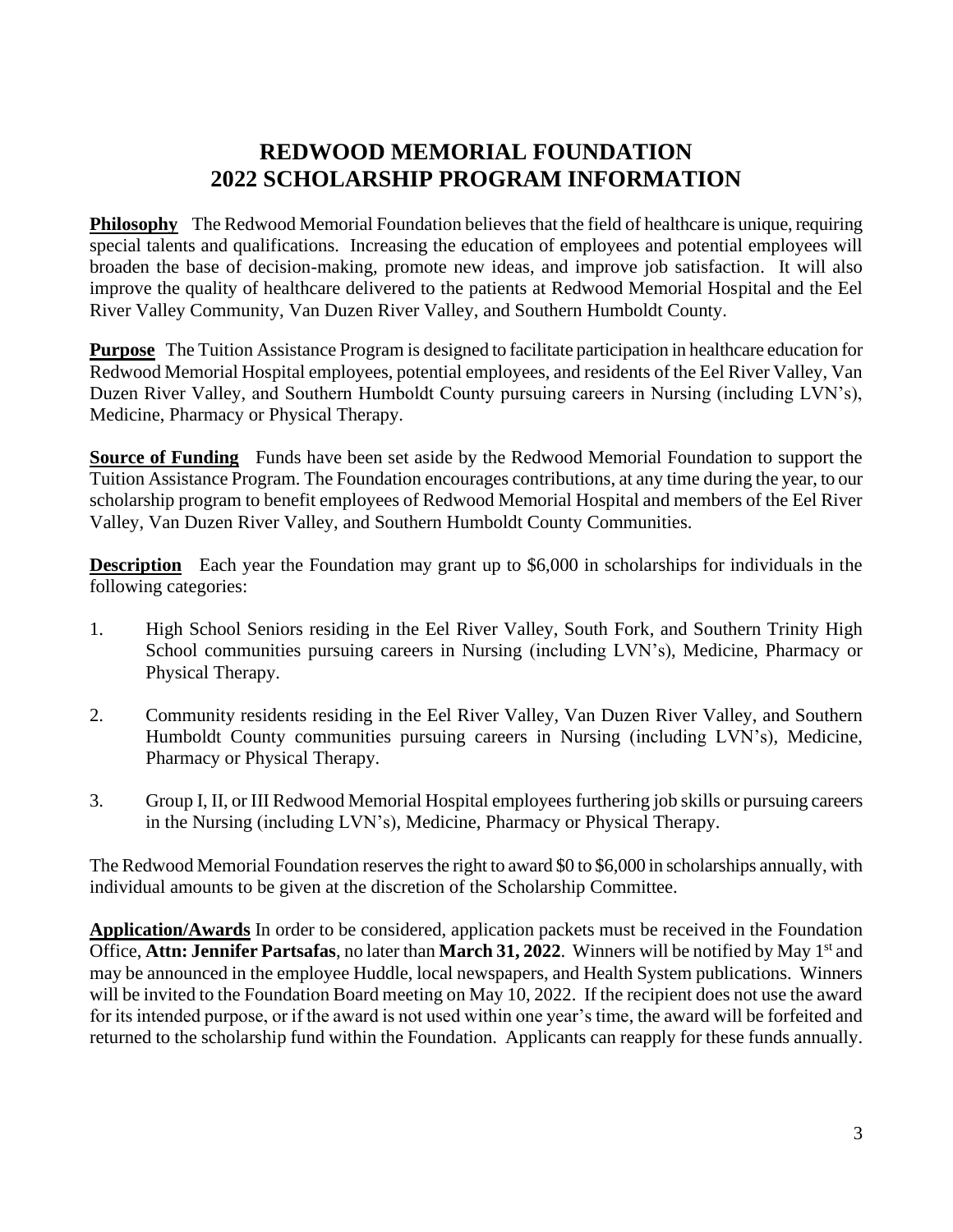# REDWOOD MEMORIAL FOUNDATION
# 2022 SCHOLARSHIP PROGRAM INFORMATION

**Philosophy** The Redwood Memorial Foundation believes that the field of healthcare is unique, requiring special talents and qualifications. Increasing the education of employees and potential employees will broaden the base of decision-making, promote new ideas, and improve job satisfaction. It will also improve the quality of healthcare delivered to the patients at Redwood Memorial Hospital and the Eel River Valley Community, Van Duzen River Valley, and Southern Humboldt County.

**Purpose** The Tuition Assistance Program is designed to facilitate participation in healthcare education for Redwood Memorial Hospital employees, potential employees, and residents of the Eel River Valley, Van Duzen River Valley, and Southern Humboldt County pursuing careers in Nursing (including LVN's), Medicine, Pharmacy or Physical Therapy.

**Source of Funding** Funds have been set aside by the Redwood Memorial Foundation to support the Tuition Assistance Program. The Foundation encourages contributions, at any time during the year, to our scholarship program to benefit employees of Redwood Memorial Hospital and members of the Eel River Valley, Van Duzen River Valley, and Southern Humboldt County Communities.

**Description** Each year the Foundation may grant up to $6,000 in scholarships for individuals in the following categories:

1. High School Seniors residing in the Eel River Valley, South Fork, and Southern Trinity High School communities pursuing careers in Nursing (including LVN's), Medicine, Pharmacy or Physical Therapy.
2. Community residents residing in the Eel River Valley, Van Duzen River Valley, and Southern Humboldt County communities pursuing careers in Nursing (including LVN's), Medicine, Pharmacy or Physical Therapy.
3. Group I, II, or III Redwood Memorial Hospital employees furthering job skills or pursuing careers in the Nursing (including LVN's), Medicine, Pharmacy or Physical Therapy.

The Redwood Memorial Foundation reserves the right to award $0 to $6,000 in scholarships annually, with individual amounts to be given at the discretion of the Scholarship Committee.

**Application/Awards** In order to be considered, application packets must be received in the Foundation Office, **Attn: Jennifer Partsafas**, no later than **March 31, 2022**. Winners will be notified by May 1st and may be announced in the employee Huddle, local newspapers, and Health System publications. Winners will be invited to the Foundation Board meeting on May 10, 2022. If the recipient does not use the award for its intended purpose, or if the award is not used within one year's time, the award will be forfeited and returned to the scholarship fund within the Foundation. Applicants can reapply for these funds annually.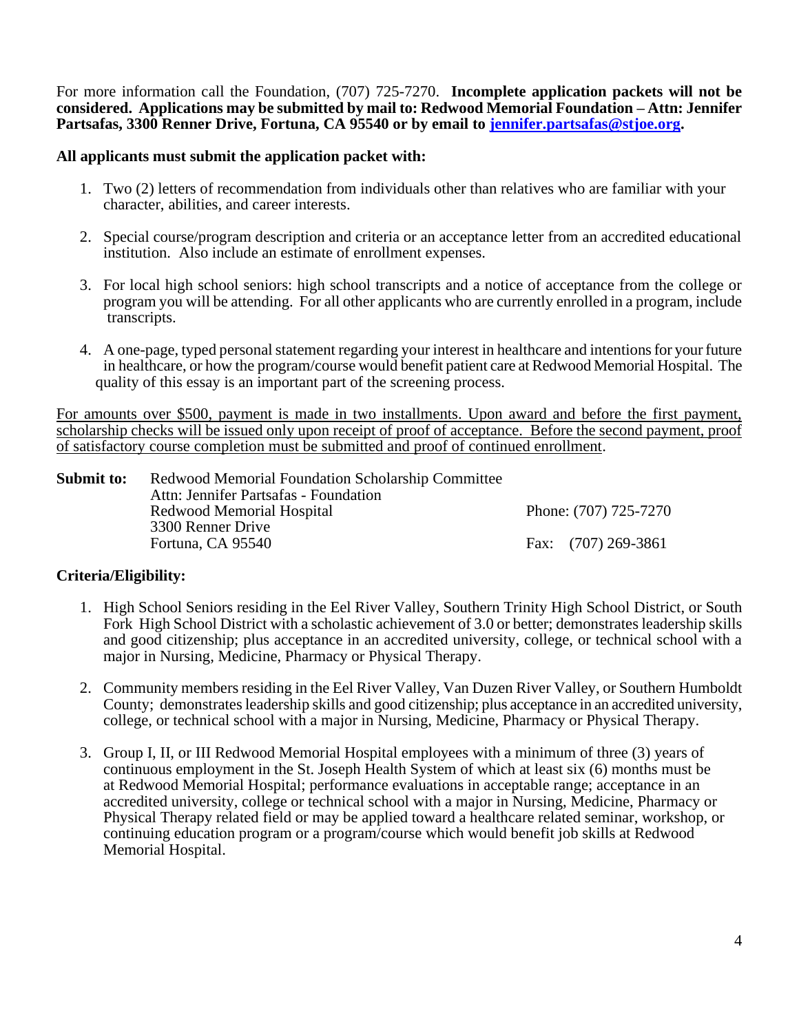For more information call the Foundation, (707) 725-7270. **Incomplete application packets will not be considered. Applications may be submitted by mail to: Redwood Memorial Foundation – Attn: Jennifer Partsafas, 3300 Renner Drive, Fortuna, CA 95540 or by email to [jennifer.partsafas@stjoe.org](mailto:jennifer.partsafas@stjoe.org).**

**All applicants must submit the application packet with:**

1. Two (2) letters of recommendation from individuals other than relatives who are familiar with your character, abilities, and career interests.

2. Special course/program description and criteria or an acceptance letter from an accredited educational institution. Also include an estimate of enrollment expenses.

3. For local high school seniors: high school transcripts and a notice of acceptance from the college or program you will be attending. For all other applicants who are currently enrolled in a program, include transcripts.

4. A one-page, typed personal statement regarding your interest in healthcare and intentions for your future in healthcare, or how the program/course would benefit patient care at Redwood Memorial Hospital. The quality of this essay is an important part of the screening process.

<u>For amounts over $500, payment is made in two installments. Upon award and before the first payment, scholarship checks will be issued only upon receipt of proof of acceptance. Before the second payment, proof of satisfactory course completion must be submitted and proof of continued enrollment</u>.

**Submit to:** Redwood Memorial Foundation Scholarship Committee
Attn: Jennifer Partsafas - Foundation
Redwood Memorial Hospital
3300 Renner Drive
Fortuna, CA 95540

Phone: (707) 725-7270
Fax: (707) 269-3861

**Criteria/Eligibility:**

1. High School Seniors residing in the Eel River Valley, Southern Trinity High School District, or South Fork High School District with a scholastic achievement of 3.0 or better; demonstrates leadership skills and good citizenship; plus acceptance in an accredited university, college, or technical school with a major in Nursing, Medicine, Pharmacy or Physical Therapy.

2. Community members residing in the Eel River Valley, Van Duzen River Valley, or Southern Humboldt County; demonstrates leadership skills and good citizenship; plus acceptance in an accredited university, college, or technical school with a major in Nursing, Medicine, Pharmacy or Physical Therapy.

3. Group I, II, or III Redwood Memorial Hospital employees with a minimum of three (3) years of continuous employment in the St. Joseph Health System of which at least six (6) months must be at Redwood Memorial Hospital; performance evaluations in acceptable range; acceptance in an accredited university, college or technical school with a major in Nursing, Medicine, Pharmacy or Physical Therapy related field or may be applied toward a healthcare related seminar, workshop, or continuing education program or a program/course which would benefit job skills at Redwood Memorial Hospital.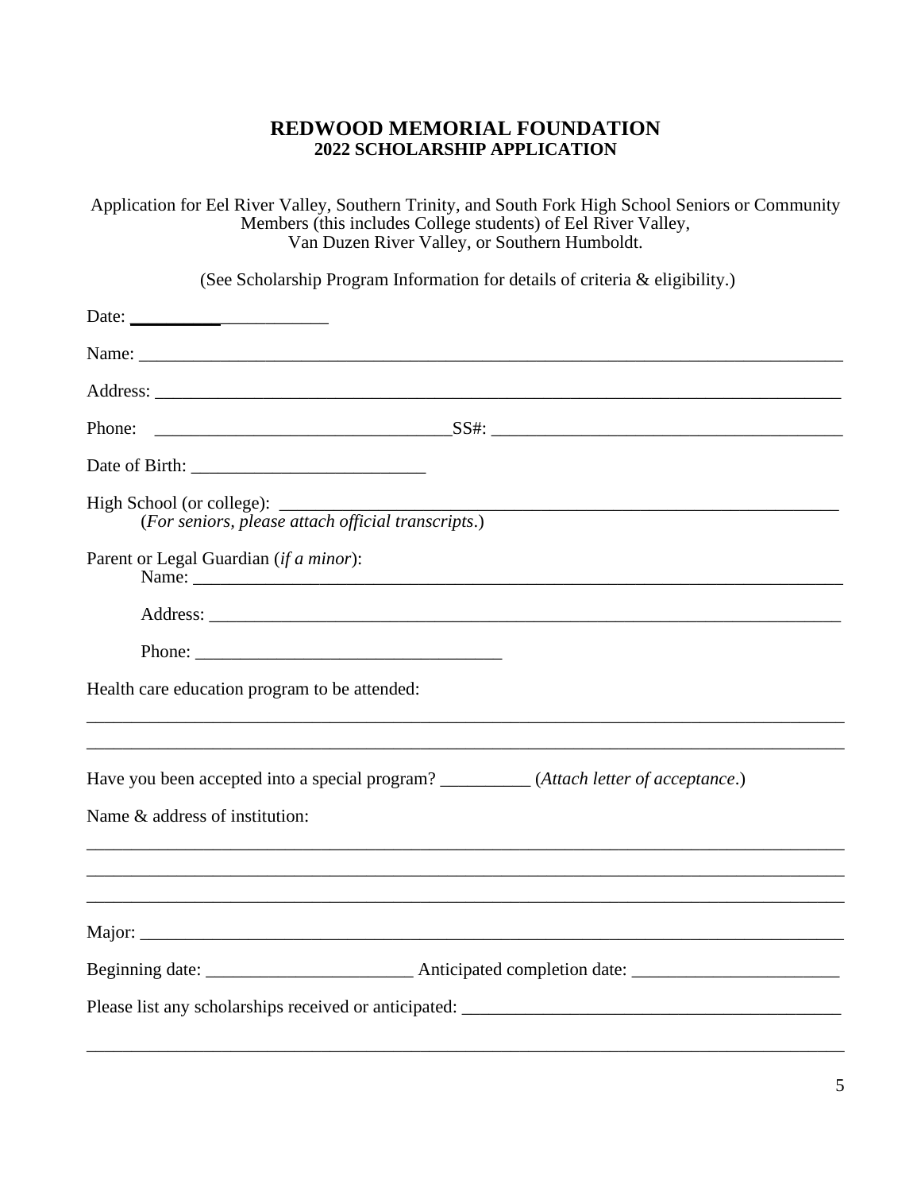# REDWOOD MEMORIAL FOUNDATION
## 2022 SCHOLARSHIP APPLICATION

Application for Eel River Valley, Southern Trinity, and South Fork High School Seniors or Community Members (this includes College students) of Eel River Valley, Van Duzen River Valley, or Southern Humboldt.

(See Scholarship Program Information for details of criteria & eligibility.)

Date: ______________________

Name: ______________________________________________________________________________

Address: ____________________________________________________________________________

Phone: _________________________________ SS#: _______________________________________

Date of Birth: __________________________

High School (or college): _________________________________________________________________
(*For seniors, please attach official transcripts*.)

Parent or Legal Guardian (*if a minor*):
Name: ___________________________________________________________________________

Address: _________________________________________________________________________

Phone: ___________________________________

Health care education program to be attended:

_____________________________________________________________________________________

_____________________________________________________________________________________

Have you been accepted into a special program? __________ (*Attach letter of acceptance*.)

Name & address of institution:

_____________________________________________________________________________________

_____________________________________________________________________________________

_____________________________________________________________________________________

Major: _______________________________________________________________________________

Beginning date: _______________________ Anticipated completion date: _______________________

Please list any scholarships received or anticipated: ___________________________________________

_____________________________________________________________________________________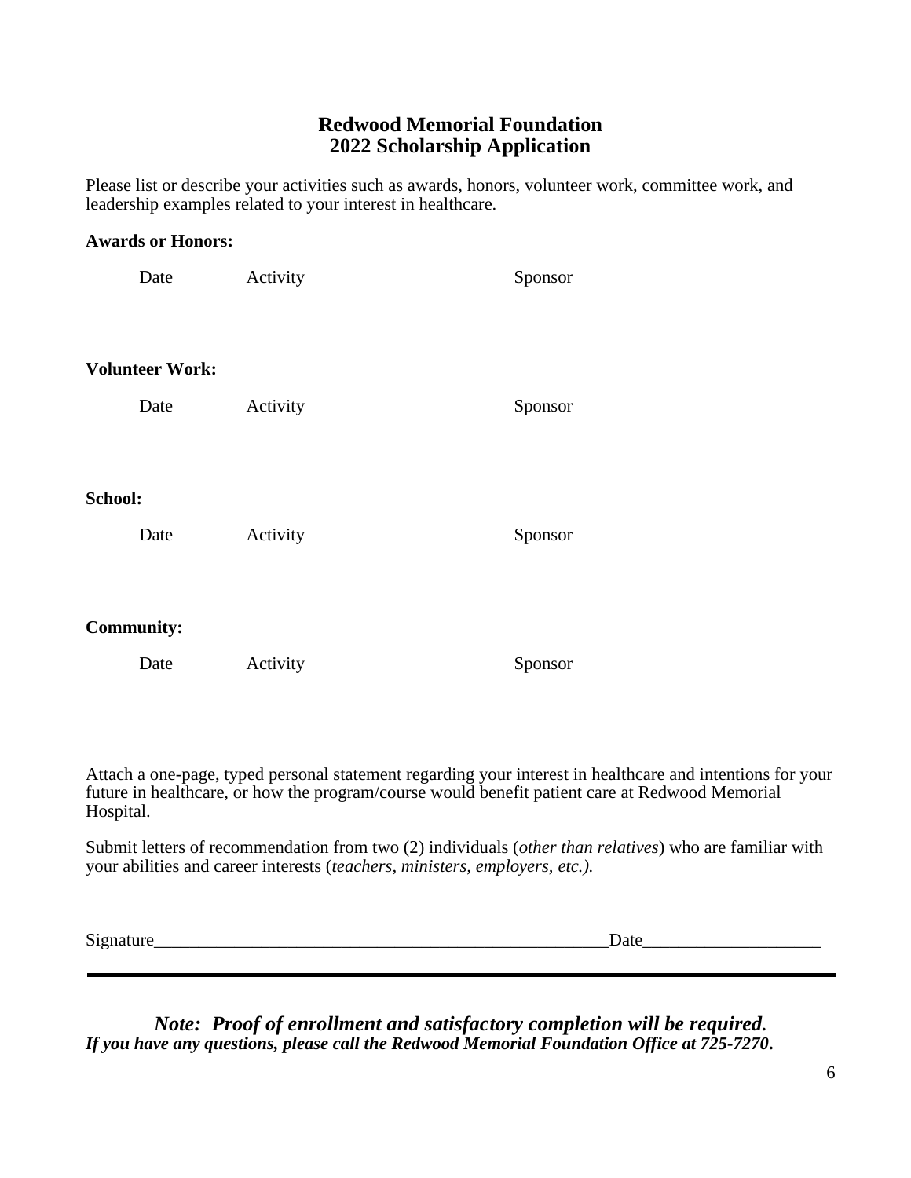# Redwood Memorial Foundation
## 2022 Scholarship Application

Please list or describe your activities such as awards, honors, volunteer work, committee work, and leadership examples related to your interest in healthcare.

**Awards or Honors:**

| Date | Activity | Sponsor |
|---|---|---|
| | | |

**Volunteer Work:**

| Date | Activity | Sponsor |
|---|---|---|
| | | |

**School:**

| Date | Activity | Sponsor |
|---|---|---|
| | | |

**Community:**

| Date | Activity | Sponsor |
|---|---|---|
| | | |

Attach a one-page, typed personal statement regarding your interest in healthcare and intentions for your future in healthcare, or how the program/course would benefit patient care at Redwood Memorial Hospital.

Submit letters of recommendation from two (2) individuals (*other than relatives*) who are familiar with your abilities and career interests (*teachers, ministers, employers, etc.).*

Signature_____________________________________________________Date____________________

---

***Note: Proof of enrollment and satisfactory completion will be required.***
***If you have any questions, please call the Redwood Memorial Foundation Office at 725-7270.***